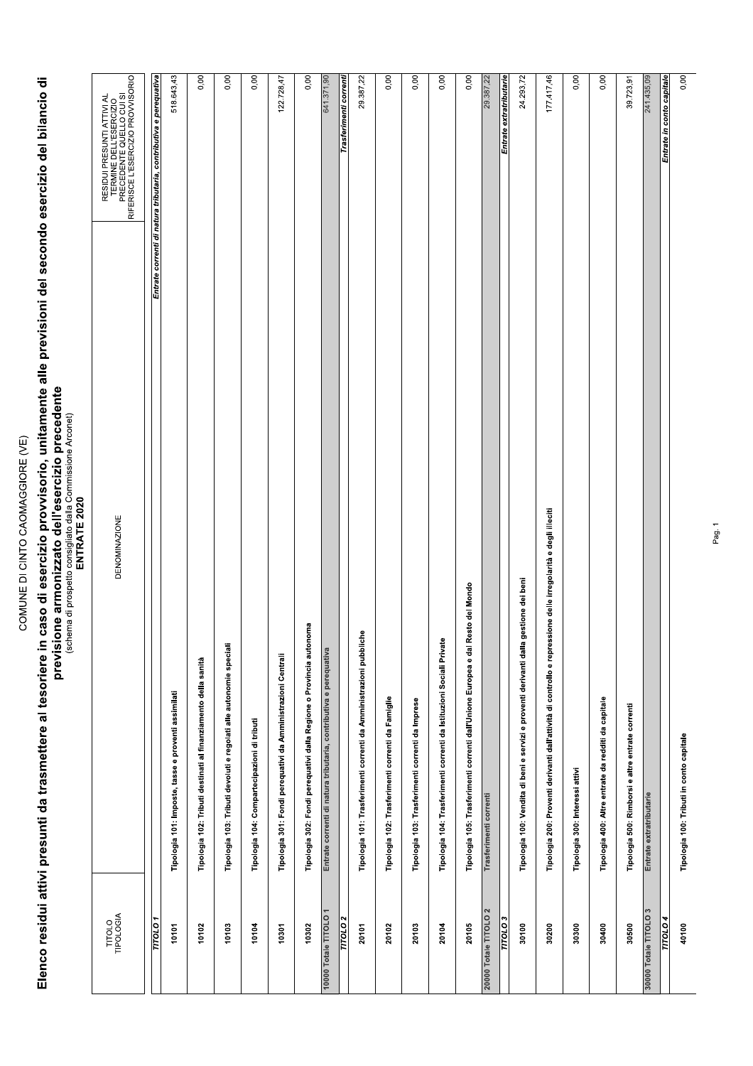COMUNE DI CINTO CAOMAGGIORE (VE)

# Elenco residui attivi presunti da trasmettere al tesoriere in caso di esercizio provvisorio, unitamente alle previsioni del secondo esercizio del bilancio di previsione armonizzato dell'esercizio precedente

(schema di prospetto consigliato dalla Commissione Arconet)

**ENTRATE 2020**

| TITOLO TIPOLOGIA | DENOMINAZIONE | RESIDUI PRESUNTI ATTIVI AL TERMINE DELL'ESERCIZIO PRECEDENTE QUELLO CUI SI RIFERISCE L'ESERCIZIO PROVVISORIO |
|---|---|---|
| *TITOLO 1* | | *Entrate correnti di natura tributaria, contributiva e perequativa* |
| 10101 | Tipologia 101: Imposte, tasse e proventi assimilati | 518.643,43 |
| 10102 | Tipologia 102: Tributi destinati al finanziamento della sanità | 0,00 |
| 10103 | Tipologia 103: Tributi devoluti e regolati alle autonomie speciali | 0,00 |
| 10104 | Tipologia 104: Compartecipazioni di tributi | 0,00 |
| 10301 | Tipologia 301: Fondi perequativi da Amministrazioni Centrali | 122.728,47 |
| 10302 | Tipologia 302: Fondi perequativi dalla Regione o Provincia autonoma | 0,00 |
| 10000 Totale TITOLO 1 | Entrate correnti di natura tributaria, contributiva e perequativa | 641.371,90 |
| *TITOLO 2* | | *Trasferimenti correnti* |
| 20101 | Tipologia 101: Trasferimenti correnti da Amministrazioni pubbliche | 29.387,22 |
| 20102 | Tipologia 102: Trasferimenti correnti da Famiglie | 0,00 |
| 20103 | Tipologia 103: Trasferimenti correnti da Imprese | 0,00 |
| 20104 | Tipologia 104: Trasferimenti correnti da Istituzioni Sociali Private | 0,00 |
| 20105 | Tipologia 105: Trasferimenti correnti dall'Unione Europea e dal Resto del Mondo | 0,00 |
| 20000 Totale TITOLO 2 | Trasferimenti correnti | 29.387,22 |
| *TITOLO 3* | | *Entrate extratributarie* |
| 30100 | Tipologia 100: Vendita di beni e servizi e proventi derivanti dalla gestione dei beni | 24.293,72 |
| 30200 | Tipologia 200: Proventi derivanti dall'attività di controllo e repressione delle irregolarità e degli illeciti | 177.417,46 |
| 30300 | Tipologia 300: Interessi attivi | 0,00 |
| 30400 | Tipologia 400: Altre entrate da redditi da capitale | 0,00 |
| 30500 | Tipologia 500: Rimborsi e altre entrate correnti | 39.723,91 |
| 30000 Totale TITOLO 3 | Entrate extratributarie | 241.435,09 |
| *TITOLO 4* | | *Entrate in conto capitale* |
| 40100 | Tipologia 100: Tributi in conto capitale | 0,00 |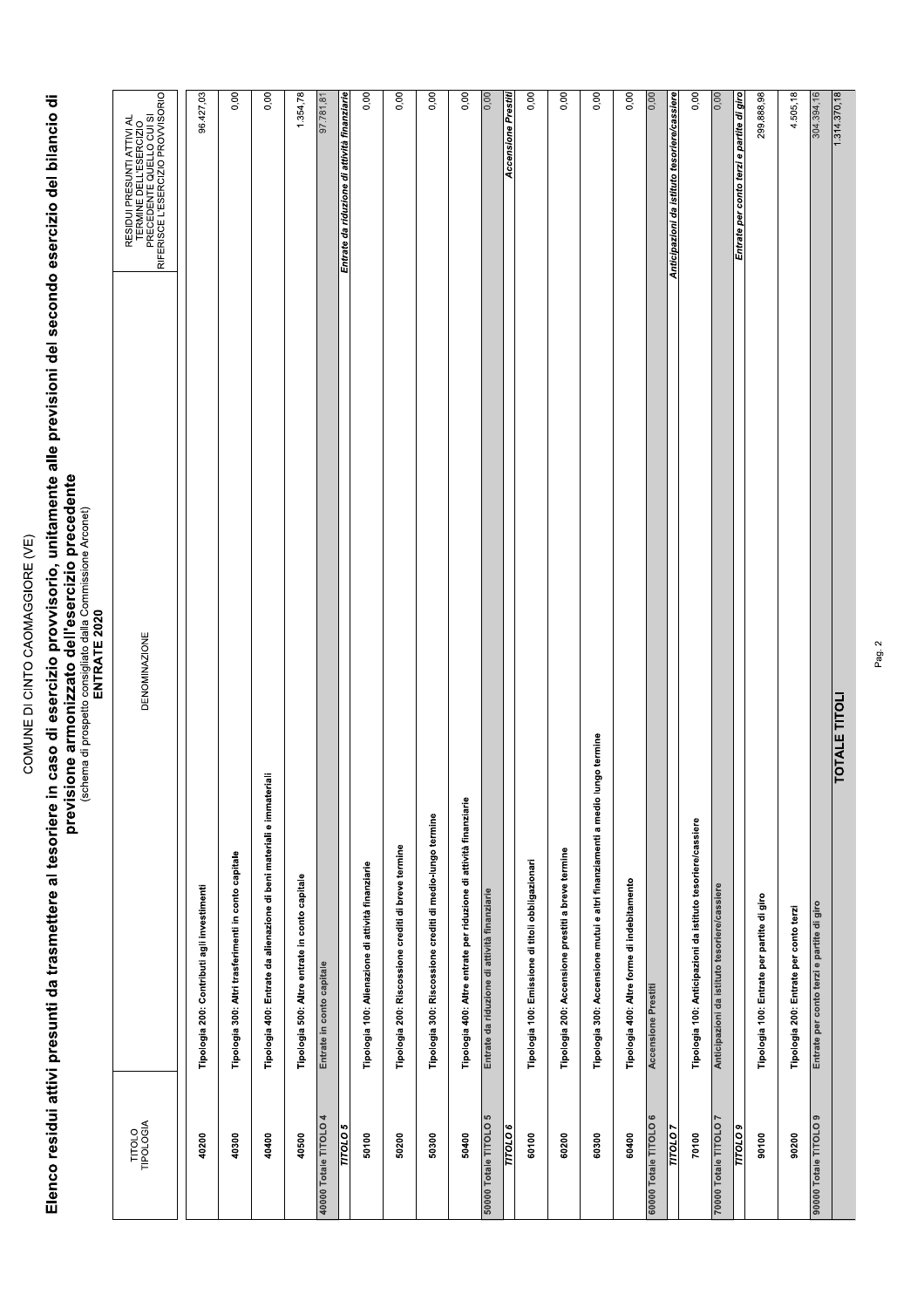COMUNE DI CINTO CAOMAGGIORE (VE)

# Elenco residui attivi presunti da trasmettere al tesoriere in caso di esercizio provvisorio, unitamente alle previsioni del secondo esercizio del bilancio di previsione armonizzato dell'esercizio precedente

(schema di prospetto consigliato dalla Commissione Arconet)

**ENTRATE 2020**

| TITOLO TIPOLOGIA | DENOMINAZIONE | RESIDUI PRESUNTI ATTIVI AL TERMINE DELL'ESERCIZIO PRECEDENTE QUELLO CUI SI RIFERISCE L'ESERCIZIO PROVVISORIO |
|---|---|---|
| 40200 | Tipologia 200: Contributi agli investimenti | 96.427,03 |
| 40300 | Tipologia 300: Altri trasferimenti in conto capitale | 0,00 |
| 40400 | Tipologia 400: Entrate da alienazione di beni materiali e immateriali | 0,00 |
| 40500 | Tipologia 500: Altre entrate in conto capitale | 1.354,78 |
| 40000 Totale TITOLO 4 | Entrate in conto capitale | 97.781,81 |
| *TITOLO 5* | | *Entrate da riduzione di attività finanziarie* |
| 50100 | Tipologia 100: Alienazione di attività finanziarie | 0,00 |
| 50200 | Tipologia 200: Riscossione crediti di breve termine | 0,00 |
| 50300 | Tipologia 300: Riscossione crediti di medio-lungo termine | 0,00 |
| 50400 | Tipologia 400: Altre entrate per riduzione di attività finanziarie | 0,00 |
| 50000 Totale TITOLO 5 | Entrate da riduzione di attività finanziarie | 0,00 |
| *TITOLO 6* | | *Accensione Prestiti* |
| 60100 | Tipologia 100: Emissione di titoli obbligazionari | 0,00 |
| 60200 | Tipologia 200: Accensione prestiti a breve termine | 0,00 |
| 60300 | Tipologia 300: Accensione mutui e altri finanziamenti a medio lungo termine | 0,00 |
| 60400 | Tipologia 400: Altre forme di indebitamento | 0,00 |
| 60000 Totale TITOLO 6 | Accensione Prestiti | 0,00 |
| *TITOLO 7* | | *Anticipazioni da istituto tesoriere/cassiere* |
| 70100 | Tipologia 100: Anticipazioni da istituto tesoriere/cassiere | 0,00 |
| 70000 Totale TITOLO 7 | Anticipazioni da istituto tesoriere/cassiere | 0,00 |
| *TITOLO 9* | | *Entrate per conto terzi e partite di giro* |
| 90100 | Tipologia 100: Entrate per partite di giro | 299.888,98 |
| 90200 | Tipologia 200: Entrate per conto terzi | 4.505,18 |
| 90000 Totale TITOLO 9 | Entrate per conto terzi e partite di giro | 304.394,16 |
| | **TOTALE TITOLI** | 1.314.370,18 |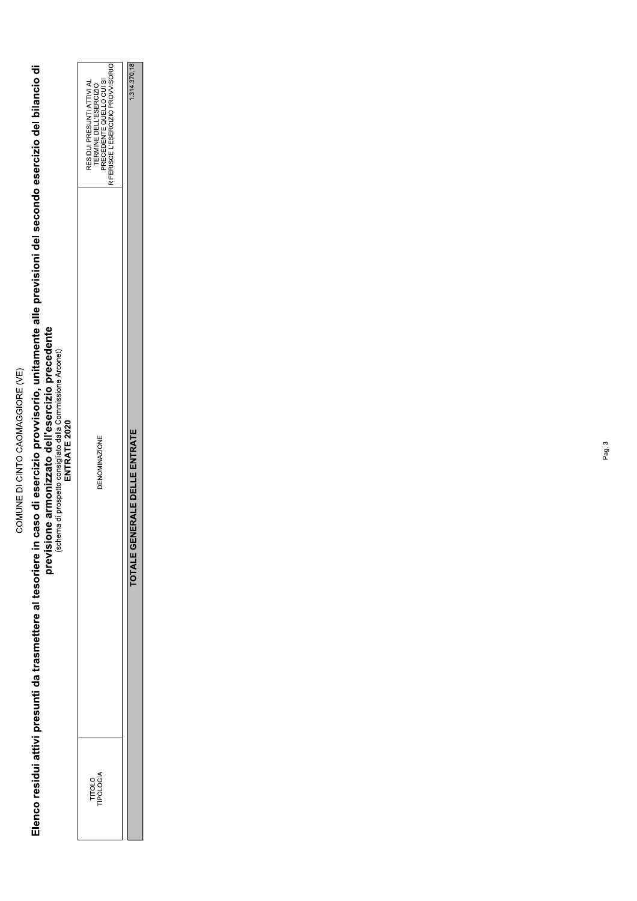COMUNE DI CINTO CAOMAGGIORE (VE)

# Elenco residui attivi presunti da trasmettere al tesoriere in caso di esercizio provvisorio, unitamente alle previsioni del secondo esercizio del bilancio di previsione armonizzato dell'esercizio precedente

(schema di prospetto consigliato dalla Commissione Arconet)

**ENTRATE 2020**

| TITOLO TIPOLOGIA | DENOMINAZIONE | RESIDUI PRESUNTI ATTIVI AL TERMINE DELL'ESERCIZIO PRECEDENTE QUELLO CUI SI RIFERISCE L'ESERCIZIO PROVVISORIO |
|---|---|---|
| | **TOTALE GENERALE DELLE ENTRATE** | 1.314.370,18 |